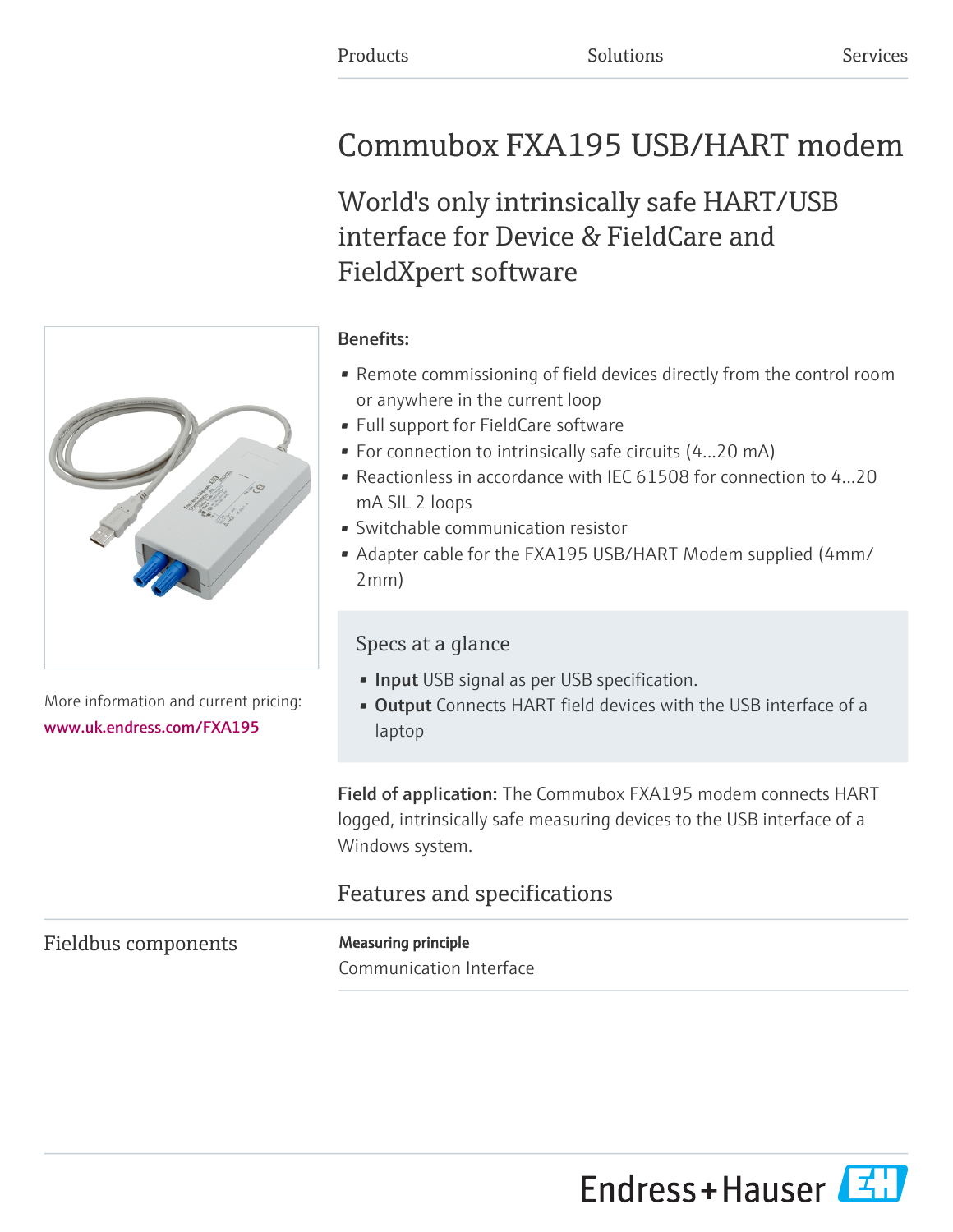Products Solutions Services

# Commubox FXA195 USB/HART modem

## World's only intrinsically safe HART/USB interface for Device & FieldCare and FieldXpert software

**Benefits:**

- Remote commissioning of field devices directly from the control room or anywhere in the current loop
- Full support for FieldCare software
- For connection to intrinsically safe circuits (4...20 mA)
- Reactionless in accordance with IEC 61508 for connection to 4...20 mA SIL 2 loops
- Switchable communication resistor
- Adapter cable for the FXA195 USB/HART Modem supplied (4mm/ 2mm)

### Specs at a glance

- **Input** USB signal as per USB specification.
- **Output** Connects HART field devices with the USB interface of a laptop

More information and current pricing:
www.uk.endress.com/FXA195

**Field of application:** The Commubox FXA195 modem connects HART logged, intrinsically safe measuring devices to the USB interface of a Windows system.

## Features and specifications

### Fieldbus components

**Measuring principle**

Communication Interface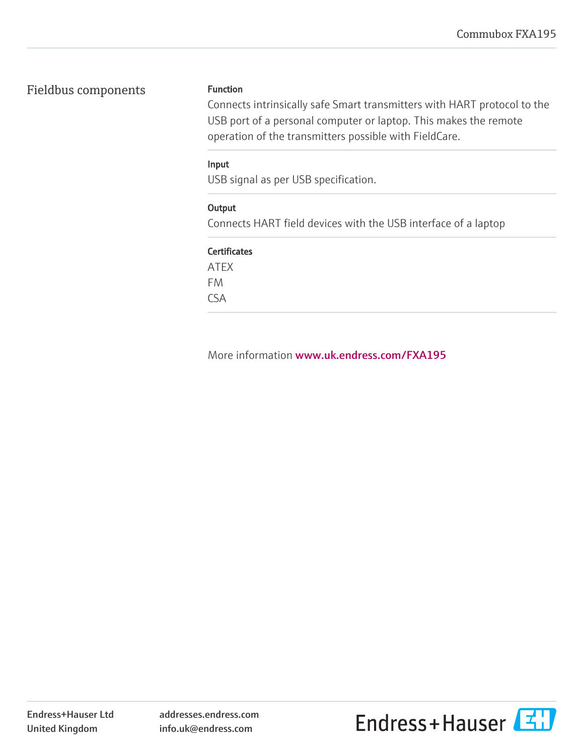## Fieldbus components

**Function**

Connects intrinsically safe Smart transmitters with HART protocol to the USB port of a personal computer or laptop. This makes the remote operation of the transmitters possible with FieldCare.

**Input**

USB signal as per USB specification.

**Output**

Connects HART field devices with the USB interface of a laptop

**Certificates**

ATEX
FM
CSA

More information **www.uk.endress.com/FXA195**

Endress+Hauser Ltd
United Kingdom

addresses.endress.com
info.uk@endress.com